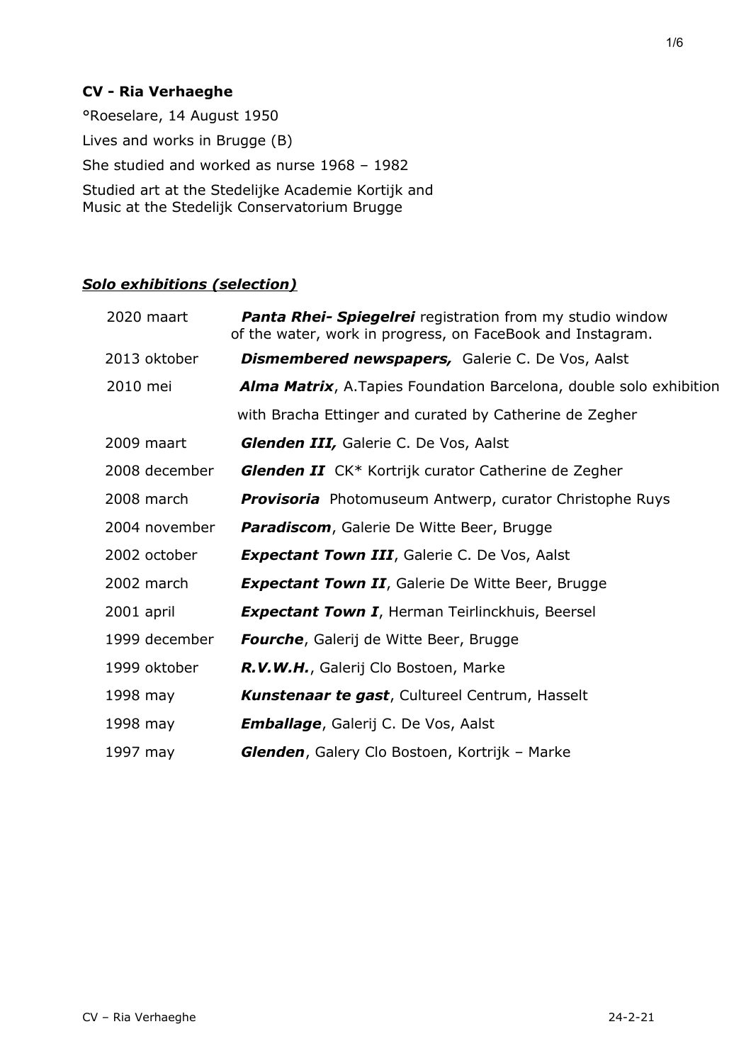**CV - Ria Verhaeghe**

°Roeselare, 14 August 1950

Lives and works in Brugge (B)

She studied and worked as nurse 1968 – 1982

Studied art at the Stedelijke Academie Kortijk and
Music at the Stedelijk Conservatorium Brugge

***<u>Solo exhibitions (selection)</u>***

| | |
|---|---|
| 2020 maart | ***Panta Rhei- Spiegelrei*** registration from my studio window of the water, work in progress, on FaceBook and Instagram. |
| 2013 oktober | ***Dismembered newspapers,*** Galerie C. De Vos, Aalst |
| 2010 mei | ***Alma Matrix***, A.Tapies Foundation Barcelona, double solo exhibition with Bracha Ettinger and curated by Catherine de Zegher |
| 2009 maart | ***Glenden III,*** Galerie C. De Vos, Aalst |
| 2008 december | ***Glenden II*** CK* Kortrijk curator Catherine de Zegher |
| 2008 march | ***Provisoria*** Photomuseum Antwerp, curator Christophe Ruys |
| 2004 november | ***Paradiscom***, Galerie De Witte Beer, Brugge |
| 2002 october | ***Expectant Town III***, Galerie C. De Vos, Aalst |
| 2002 march | ***Expectant Town II***, Galerie De Witte Beer, Brugge |
| 2001 april | ***Expectant Town I***, Herman Teirlinckhuis, Beersel |
| 1999 december | ***Fourche***, Galerij de Witte Beer, Brugge |
| 1999 oktober | ***R.V.W.H.***, Galerij Clo Bostoen, Marke |
| 1998 may | ***Kunstenaar te gast***, Cultureel Centrum, Hasselt |
| 1998 may | ***Emballage***, Galerij C. De Vos, Aalst |
| 1997 may | ***Glenden***, Galery Clo Bostoen, Kortrijk – Marke |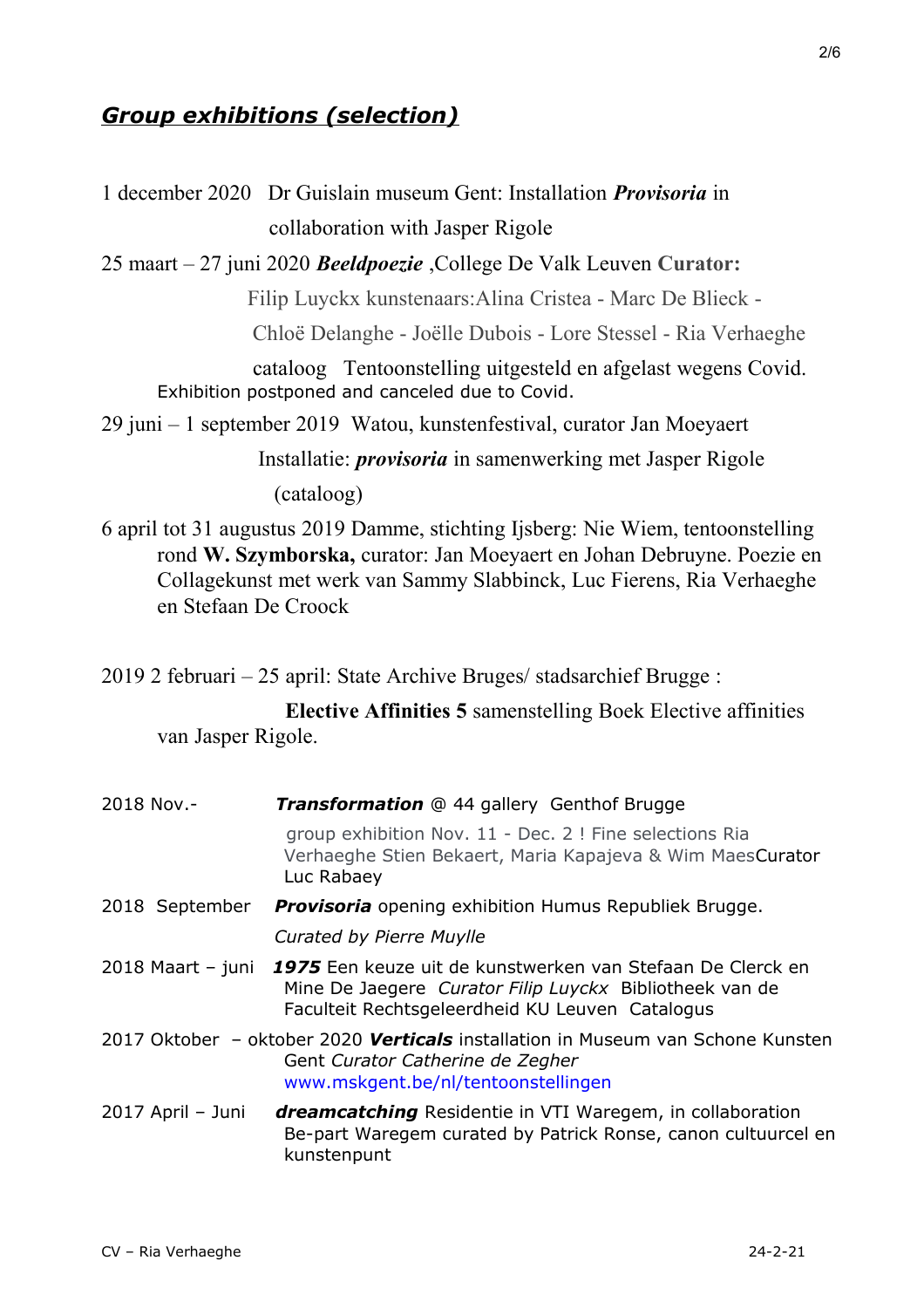## ***Group exhibitions (selection)***

1 december 2020 Dr Guislain museum Gent: Installation ***Provisoria*** in collaboration with Jasper Rigole

25 maart – 27 juni 2020 ***Beeldpoezie*** ,College De Valk Leuven **Curator:** Filip Luyckx kunstenaars:Alina Cristea - Marc De Blieck - Chloë Delanghe - Joëlle Dubois - Lore Stessel - Ria Verhaeghe cataloog Tentoonstelling uitgesteld en afgelast wegens Covid. Exhibition postponed and canceled due to Covid.

29 juni – 1 september 2019 Watou, kunstenfestival, curator Jan Moeyaert Installatie: ***provisoria*** in samenwerking met Jasper Rigole (cataloog)

6 april tot 31 augustus 2019 Damme, stichting Ijsberg: Nie Wiem, tentoonstelling rond **W. Szymborska,** curator: Jan Moeyaert en Johan Debruyne. Poezie en Collagekunst met werk van Sammy Slabbinck, Luc Fierens, Ria Verhaeghe en Stefaan De Croock

2019 2 februari – 25 april: State Archive Bruges/ stadsarchief Brugge : **Elective Affinities 5** samenstelling Boek Elective affinities van Jasper Rigole.

2018 Nov.- ***Transformation*** @ 44 gallery Genthof Brugge group exhibition Nov. 11 - Dec. 2 ! Fine selections Ria Verhaeghe Stien Bekaert, Maria Kapajeva & Wim MaesCurator Luc Rabaey

2018 September ***Provisoria*** opening exhibition Humus Republiek Brugge. *Curated by Pierre Muylle*

2018 Maart – juni ***1975*** Een keuze uit de kunstwerken van Stefaan De Clerck en Mine De Jaegere *Curator Filip Luyckx* Bibliotheek van de Faculteit Rechtsgeleerdheid KU Leuven Catalogus

2017 Oktober – oktober 2020 ***Verticals*** installation in Museum van Schone Kunsten Gent *Curator Catherine de Zegher* www.mskgent.be/nl/tentoonstellingen

2017 April – Juni ***dreamcatching*** Residentie in VTI Waregem, in collaboration Be-part Waregem curated by Patrick Ronse, canon cultuurcel en kunstenpunt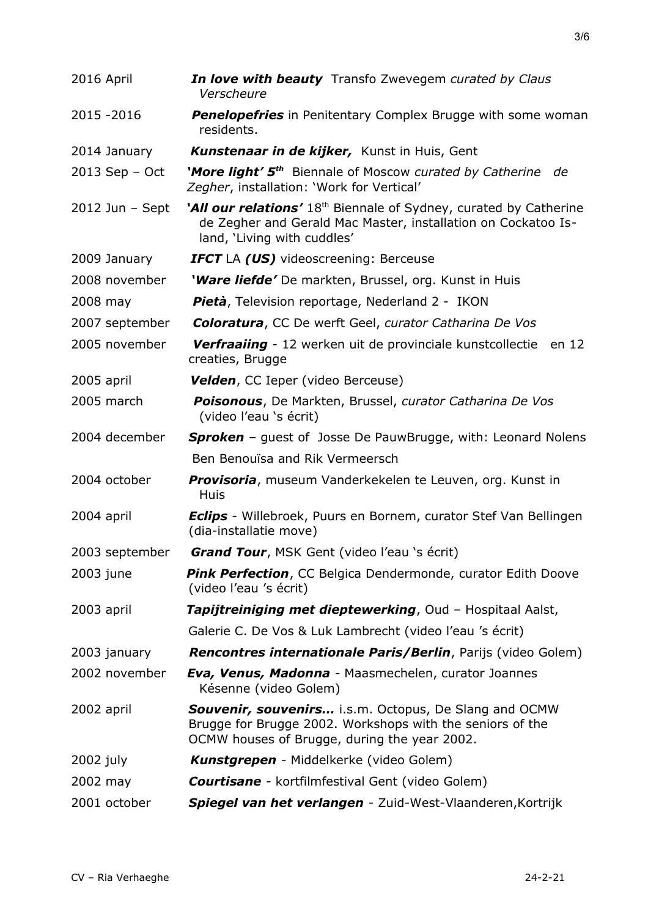| | |
|---|---|
| 2016 April | ***In love with beauty*** Transfo Zwevegem *curated by Claus Verscheure* |
| 2015 -2016 | ***Penelopefries*** in Penitentary Complex Brugge with some woman residents. |
| 2014 January | ***Kunstenaar in de kijker,*** Kunst in Huis, Gent |
| 2013 Sep – Oct | ***'More light' 5th*** Biennale of Moscow *curated by Catherine de Zegher*, installation: 'Work for Vertical' |
| 2012 Jun – Sept | ***'All our relations'*** 18th Biennale of Sydney, curated by Catherine de Zegher and Gerald Mac Master, installation on Cockatoo Island, 'Living with cuddles' |
| 2009 January | ***IFCT*** LA ***(US)*** videoscreening: Berceuse |
| 2008 november | ***'Ware liefde'*** De markten, Brussel, org. Kunst in Huis |
| 2008 may | ***Pietà***, Television reportage, Nederland 2 - IKON |
| 2007 september | ***Coloratura***, CC De werft Geel, *curator Catharina De Vos* |
| 2005 november | ***Verfraaiing*** - 12 werken uit de provinciale kunstcollectie en 12 creaties, Brugge |
| 2005 april | ***Velden***, CC Ieper (video Berceuse) |
| 2005 march | ***Poisonous***, De Markten, Brussel, *curator Catharina De Vos* (video l'eau 's écrit) |
| 2004 december | ***Sproken*** – guest of Josse De PauwBrugge, with: Leonard Nolens Ben Benouïsa and Rik Vermeersch |
| 2004 october | ***Provisoria***, museum Vanderkekelen te Leuven, org. Kunst in Huis |
| 2004 april | ***Eclips*** - Willebroek, Puurs en Bornem, curator Stef Van Bellingen (dia-installatie move) |
| 2003 september | ***Grand Tour***, MSK Gent (video l'eau 's écrit) |
| 2003 june | ***Pink Perfection***, CC Belgica Dendermonde, curator Edith Doove (video l'eau 's écrit) |
| 2003 april | ***Tapijtreiniging met dieptewerking***, Oud – Hospitaal Aalst, Galerie C. De Vos & Luk Lambrecht (video l'eau 's écrit) |
| 2003 january | ***Rencontres internationale Paris/Berlin***, Parijs (video Golem) |
| 2002 november | ***Eva, Venus, Madonna*** - Maasmechelen, curator Joannes Késenne (video Golem) |
| 2002 april | ***Souvenir, souvenirs...*** i.s.m. Octopus, De Slang and OCMW Brugge for Brugge 2002. Workshops with the seniors of the OCMW houses of Brugge, during the year 2002. |
| 2002 july | ***Kunstgrepen*** - Middelkerke (video Golem) |
| 2002 may | ***Courtisane*** - kortfilmfestival Gent (video Golem) |
| 2001 october | ***Spiegel van het verlangen*** - Zuid-West-Vlaanderen,Kortrijk |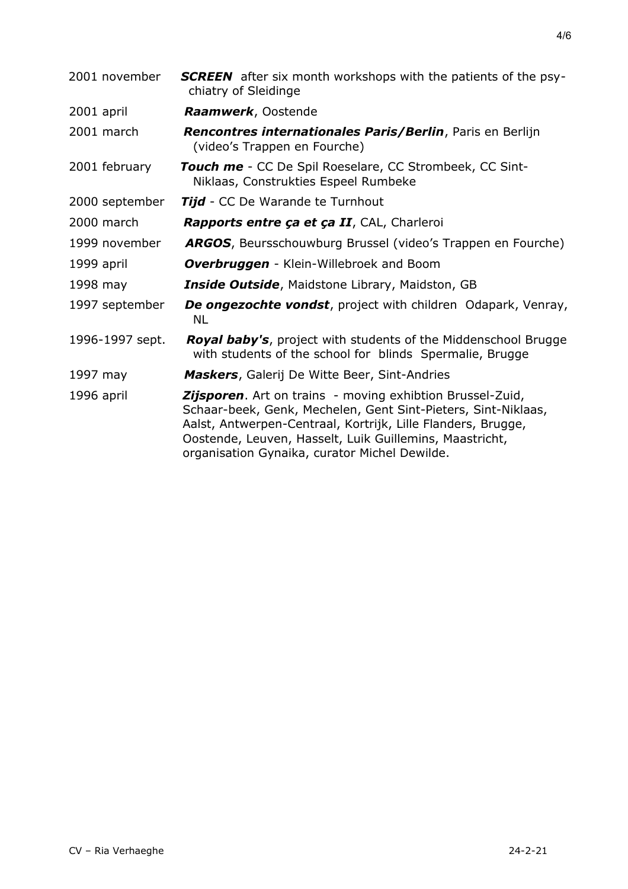| | |
|---|---|
| 2001 november | ***SCREEN*** after six month workshops with the patients of the psy-chiatry of Sleidinge |
| 2001 april | ***Raamwerk***, Oostende |
| 2001 march | ***Rencontres internationales Paris/Berlin***, Paris en Berlijn (video's Trappen en Fourche) |
| 2001 february | ***Touch me*** - CC De Spil Roeselare, CC Strombeek, CC Sint-Niklaas, Construkties Espeel Rumbeke |
| 2000 september | ***Tijd*** - CC De Warande te Turnhout |
| 2000 march | ***Rapports entre ça et ça II***, CAL, Charleroi |
| 1999 november | ***ARGOS***, Beursschouwburg Brussel (video's Trappen en Fourche) |
| 1999 april | ***Overbruggen*** - Klein-Willebroek and Boom |
| 1998 may | ***Inside Outside***, Maidstone Library, Maidston, GB |
| 1997 september | ***De ongezochte vondst***, project with children Odapark, Venray, NL |
| 1996-1997 sept. | ***Royal baby's***, project with students of the Middenschool Brugge with students of the school for blinds Spermalie, Brugge |
| 1997 may | ***Maskers***, Galerij De Witte Beer, Sint-Andries |
| 1996 april | ***Zijsporen***. Art on trains - moving exhibtion Brussel-Zuid, Schaar-beek, Genk, Mechelen, Gent Sint-Pieters, Sint-Niklaas, Aalst, Antwerpen-Centraal, Kortrijk, Lille Flanders, Brugge, Oostende, Leuven, Hasselt, Luik Guillemins, Maastricht, organisation Gynaika, curator Michel Dewilde. |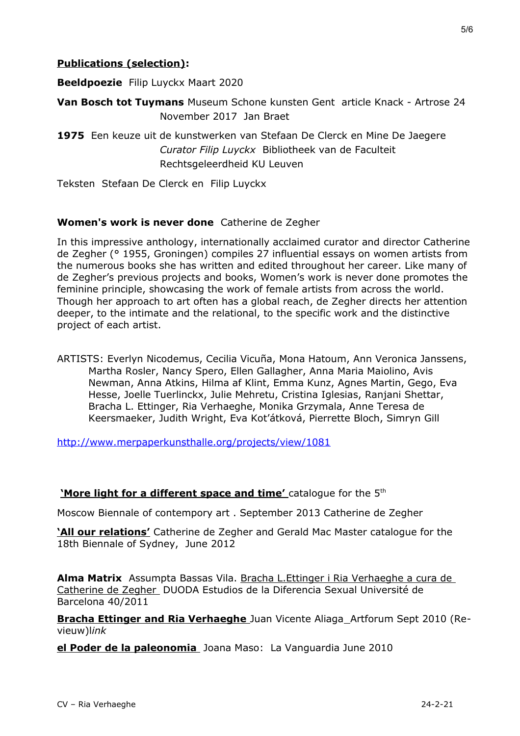**Publications (selection):**

**Beeldpoezie** Filip Luyckx Maart 2020

**Van Bosch tot Tuymans** Museum Schone kunsten Gent article Knack - Artrose 24 November 2017 Jan Braet

**1975** Een keuze uit de kunstwerken van Stefaan De Clerck en Mine De Jaegere *Curator Filip Luyckx* Bibliotheek van de Faculteit Rechtsgeleerdheid KU Leuven

Teksten Stefaan De Clerck en Filip Luyckx

**Women's work is never done** Catherine de Zegher

In this impressive anthology, internationally acclaimed curator and director Catherine de Zegher (° 1955, Groningen) compiles 27 influential essays on women artists from the numerous books she has written and edited throughout her career. Like many of de Zegher's previous projects and books, Women's work is never done promotes the feminine principle, showcasing the work of female artists from across the world. Though her approach to art often has a global reach, de Zegher directs her attention deeper, to the intimate and the relational, to the specific work and the distinctive project of each artist.

ARTISTS: Everlyn Nicodemus, Cecilia Vicuña, Mona Hatoum, Ann Veronica Janssens, Martha Rosler, Nancy Spero, Ellen Gallagher, Anna Maria Maiolino, Avis Newman, Anna Atkins, Hilma af Klint, Emma Kunz, Agnes Martin, Gego, Eva Hesse, Joelle Tuerlinckx, Julie Mehretu, Cristina Iglesias, Ranjani Shettar, Bracha L. Ettinger, Ria Verhaeghe, Monika Grzymala, Anne Teresa de Keersmaeker, Judith Wright, Eva Kot'átková, Pierrette Bloch, Simryn Gill

http://www.merpaperkunsthalle.org/projects/view/1081

**'More light for a different space and time'** catalogue for the 5th Moscow Biennale of contempory art . September 2013 Catherine de Zegher

**'All our relations'** Catherine de Zegher and Gerald Mac Master catalogue for the 18th Biennale of Sydney, June 2012

**Alma Matrix** Assumpta Bassas Vila. Bracha L.Ettinger i Ria Verhaeghe a cura de Catherine de Zegher DUODA Estudios de la Diferencia Sexual Université de Barcelona 40/2011

**Bracha Ettinger and Ria Verhaeghe** Juan Vicente Aliaga_Artforum Sept 2010 (Re-vieuw)l*ink*

**el Poder de la paleonomia** Joana Maso: La Vanguardia June 2010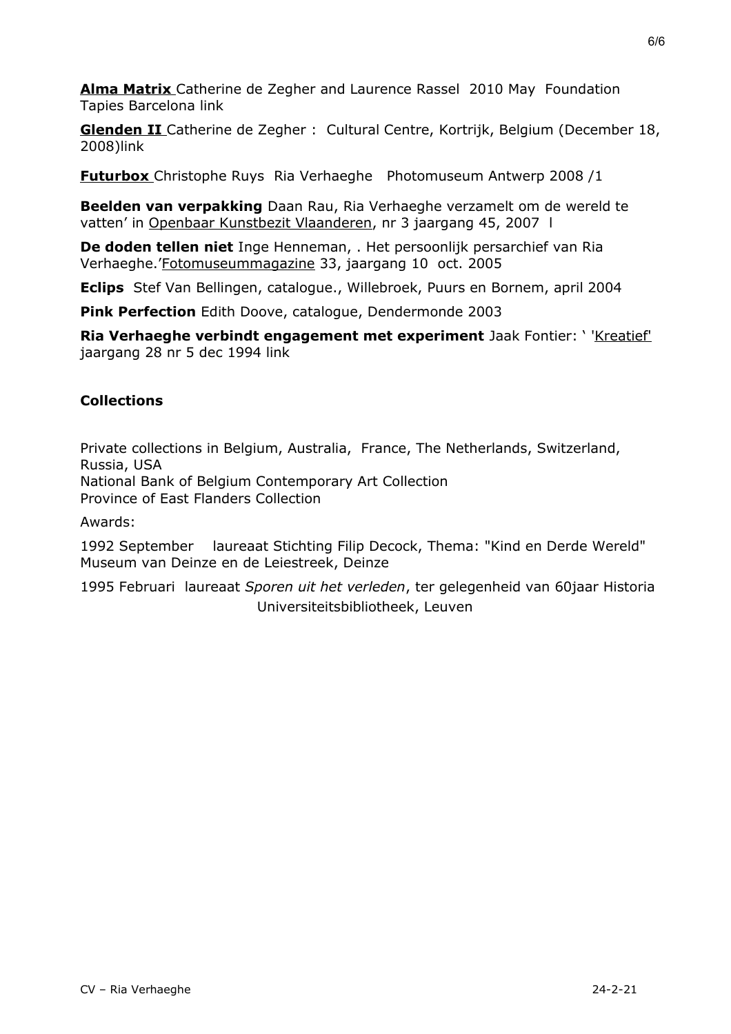**Alma Matrix** Catherine de Zegher and Laurence Rassel 2010 May Foundation Tapies Barcelona link

**Glenden II** Catherine de Zegher : Cultural Centre, Kortrijk, Belgium (December 18, 2008)link

**Futurbox** Christophe Ruys Ria Verhaeghe Photomuseum Antwerp 2008 /1

**Beelden van verpakking** Daan Rau, Ria Verhaeghe verzamelt om de wereld te vatten' in Openbaar Kunstbezit Vlaanderen, nr 3 jaargang 45, 2007 l

**De doden tellen niet** Inge Henneman, . Het persoonlijk persarchief van Ria Verhaeghe.'Fotomuseummagazine 33, jaargang 10 oct. 2005

**Eclips** Stef Van Bellingen, catalogue., Willebroek, Puurs en Bornem, april 2004

**Pink Perfection** Edith Doove, catalogue, Dendermonde 2003

**Ria Verhaeghe verbindt engagement met experiment** Jaak Fontier: ' 'Kreatief' jaargang 28 nr 5 dec 1994 link

### Collections

Private collections in Belgium, Australia, France, The Netherlands, Switzerland, Russia, USA
National Bank of Belgium Contemporary Art Collection
Province of East Flanders Collection

Awards:

1992 September laureaat Stichting Filip Decock, Thema: "Kind en Derde Wereld" Museum van Deinze en de Leiestreek, Deinze

1995 Februari laureaat *Sporen uit het verleden*, ter gelegenheid van 60jaar Historia Universiteitsbibliotheek, Leuven